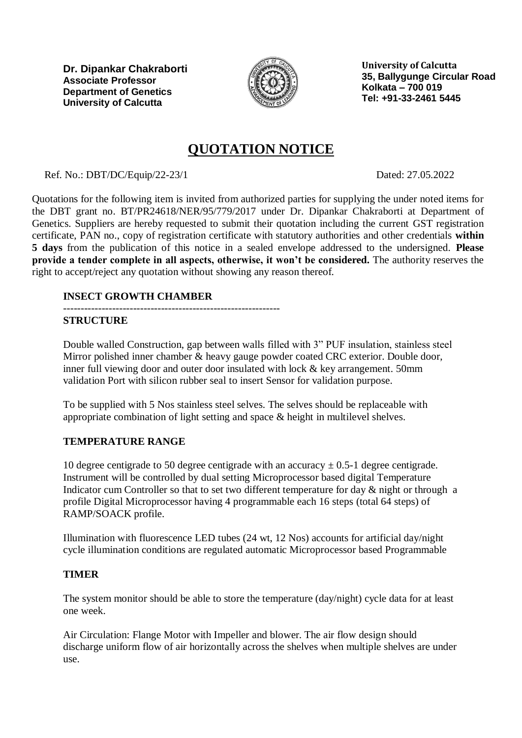**Dr. Dipankar Chakraborti**
**Associate Professor**
**Department of Genetics**
**University of Calcutta**

**University of Calcutta**
**35, Ballygunge Circular Road**
**Kolkata – 700 019**
**Tel: +91-33-2461 5445**

# QUOTATION NOTICE

Ref. No.: DBT/DC/Equip/22-23/1 Dated: 27.05.2022

Quotations for the following item is invited from authorized parties for supplying the under noted items for the DBT grant no. BT/PR24618/NER/95/779/2017 under Dr. Dipankar Chakraborti at Department of Genetics. Suppliers are hereby requested to submit their quotation including the current GST registration certificate, PAN no., copy of registration certificate with statutory authorities and other credentials **within 5 days** from the publication of this notice in a sealed envelope addressed to the undersigned. **Please provide a tender complete in all aspects, otherwise, it won't be considered.** The authority reserves the right to accept/reject any quotation without showing any reason thereof.

## INSECT GROWTH CHAMBER

-------------------------------------------------------------

### STRUCTURE

Double walled Construction, gap between walls filled with 3" PUF insulation, stainless steel Mirror polished inner chamber & heavy gauge powder coated CRC exterior. Double door, inner full viewing door and outer door insulated with lock & key arrangement. 50mm validation Port with silicon rubber seal to insert Sensor for validation purpose.

To be supplied with 5 Nos stainless steel selves. The selves should be replaceable with appropriate combination of light setting and space & height in multilevel shelves.

### TEMPERATURE RANGE

10 degree centigrade to 50 degree centigrade with an accuracy ± 0.5-1 degree centigrade. Instrument will be controlled by dual setting Microprocessor based digital Temperature Indicator cum Controller so that to set two different temperature for day & night or through a profile Digital Microprocessor having 4 programmable each 16 steps (total 64 steps) of RAMP/SOACK profile.

Illumination with fluorescence LED tubes (24 wt, 12 Nos) accounts for artificial day/night cycle illumination conditions are regulated automatic Microprocessor based Programmable

### TIMER

The system monitor should be able to store the temperature (day/night) cycle data for at least one week.

Air Circulation: Flange Motor with Impeller and blower. The air flow design should discharge uniform flow of air horizontally across the shelves when multiple shelves are under use.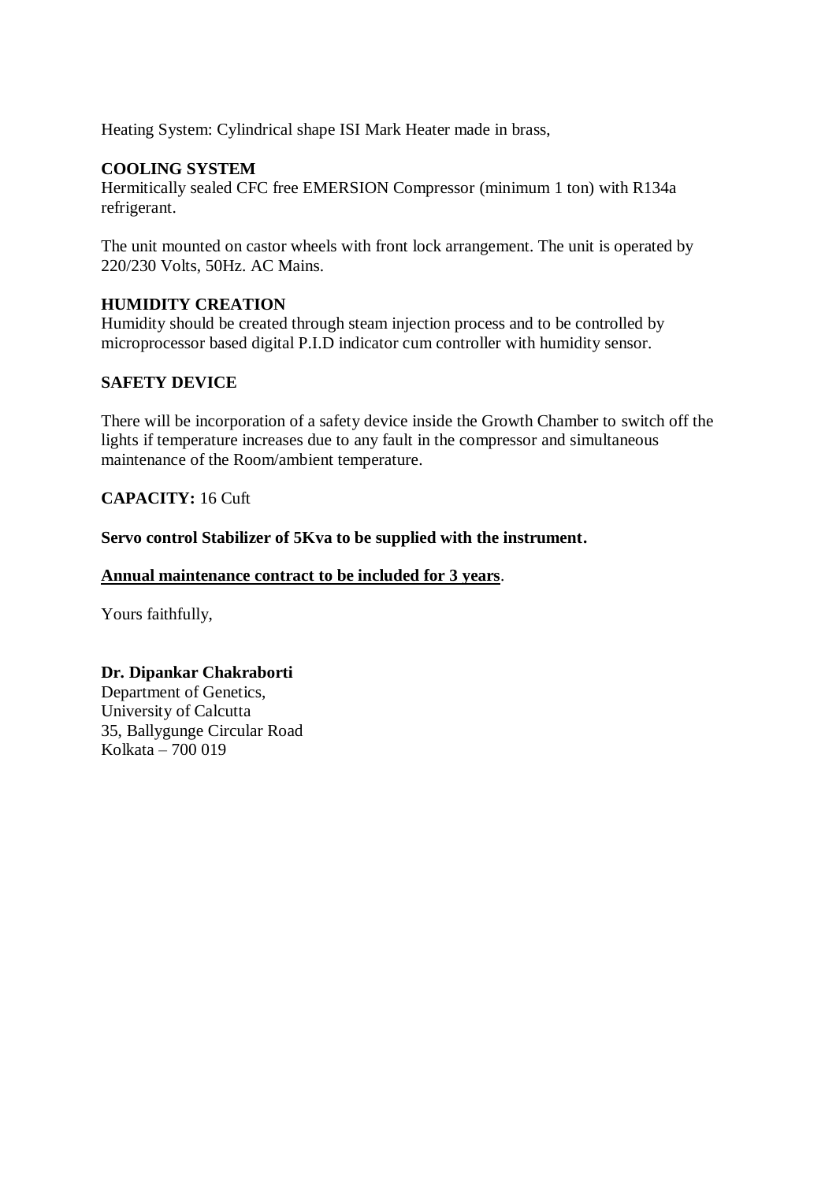Heating System: Cylindrical shape ISI Mark Heater made in brass,

**COOLING SYSTEM**

Hermitically sealed CFC free EMERSION Compressor (minimum 1 ton) with R134a refrigerant.

The unit mounted on castor wheels with front lock arrangement. The unit is operated by 220/230 Volts, 50Hz. AC Mains.

**HUMIDITY CREATION**

Humidity should be created through steam injection process and to be controlled by microprocessor based digital P.I.D indicator cum controller with humidity sensor.

**SAFETY DEVICE**

There will be incorporation of a safety device inside the Growth Chamber to switch off the lights if temperature increases due to any fault in the compressor and simultaneous maintenance of the Room/ambient temperature.

**CAPACITY:** 16 Cuft

**Servo control Stabilizer of 5Kva to be supplied with the instrument.**

<u>**Annual maintenance contract to be included for 3 years**</u>.

Yours faithfully,

**Dr. Dipankar Chakraborti**
Department of Genetics,
University of Calcutta
35, Ballygunge Circular Road
Kolkata – 700 019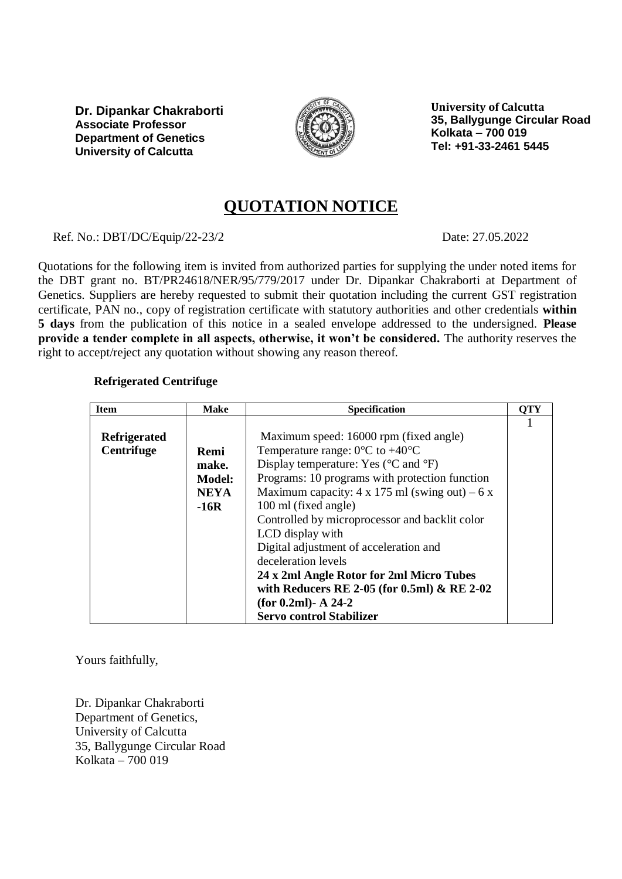**Dr. Dipankar Chakraborti**
**Associate Professor**
**Department of Genetics**
**University of Calcutta**

**University of Calcutta**
**35, Ballygunge Circular Road**
**Kolkata – 700 019**
**Tel: +91-33-2461 5445**

# QUOTATION NOTICE

Ref. No.: DBT/DC/Equip/22-23/2 Date: 27.05.2022

Quotations for the following item is invited from authorized parties for supplying the under noted items for the DBT grant no. BT/PR24618/NER/95/779/2017 under Dr. Dipankar Chakraborti at Department of Genetics. Suppliers are hereby requested to submit their quotation including the current GST registration certificate, PAN no., copy of registration certificate with statutory authorities and other credentials **within 5 days** from the publication of this notice in a sealed envelope addressed to the undersigned. **Please provide a tender complete in all aspects, otherwise, it won't be considered.** The authority reserves the right to accept/reject any quotation without showing any reason thereof.

**Refrigerated Centrifuge**

| Item | Make | Specification | QTY |
|---|---|---|---|
| **Refrigerated Centrifuge** | **Remi make. Model: NEYA -16R** | Maximum speed: 16000 rpm (fixed angle)<br>Temperature range: 0°C to +40°C<br>Display temperature: Yes (°C and °F)<br>Programs: 10 programs with protection function<br>Maximum capacity: 4 x 175 ml (swing out) – 6 x 100 ml (fixed angle)<br>Controlled by microprocessor and backlit color LCD display with<br>Digital adjustment of acceleration and deceleration levels<br>**24 x 2ml Angle Rotor for 2ml Micro Tubes with Reducers RE 2-05 (for 0.5ml) & RE 2-02 (for 0.2ml)- A 24-2**<br>**Servo control Stabilizer** | 1 |

Yours faithfully,

Dr. Dipankar Chakraborti
Department of Genetics,
University of Calcutta
35, Ballygunge Circular Road
Kolkata – 700 019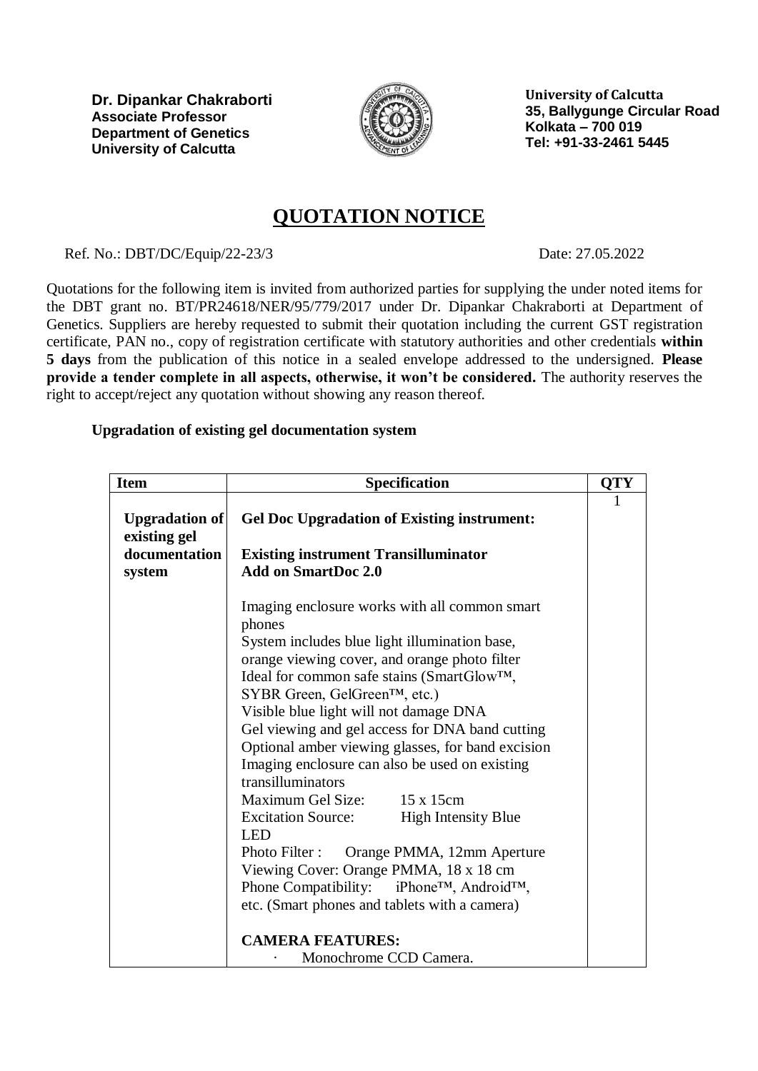**Dr. Dipankar Chakraborti**
**Associate Professor**
**Department of Genetics**
**University of Calcutta**

**University of Calcutta**
**35, Ballygunge Circular Road**
**Kolkata – 700 019**
**Tel: +91-33-2461 5445**

# QUOTATION NOTICE

Ref. No.: DBT/DC/Equip/22-23/3 Date: 27.05.2022

Quotations for the following item is invited from authorized parties for supplying the under noted items for the DBT grant no. BT/PR24618/NER/95/779/2017 under Dr. Dipankar Chakraborti at Department of Genetics. Suppliers are hereby requested to submit their quotation including the current GST registration certificate, PAN no., copy of registration certificate with statutory authorities and other credentials **within 5 days** from the publication of this notice in a sealed envelope addressed to the undersigned. **Please provide a tender complete in all aspects, otherwise, it won't be considered.** The authority reserves the right to accept/reject any quotation without showing any reason thereof.

**Upgradation of existing gel documentation system**

| Item | Specification | QTY |
|---|---|---|
| **Upgradation of existing gel documentation system** | **Gel Doc Upgradation of Existing instrument:**<br><br>**Existing instrument Transilluminator Add on SmartDoc 2.0**<br><br>Imaging enclosure works with all common smart phones<br>System includes blue light illumination base, orange viewing cover, and orange photo filter<br>Ideal for common safe stains (SmartGlow™, SYBR Green, GelGreen™, etc.)<br>Visible blue light will not damage DNA<br>Gel viewing and gel access for DNA band cutting<br>Optional amber viewing glasses, for band excision<br>Imaging enclosure can also be used on existing transilluminators<br>Maximum Gel Size: 15 x 15cm<br>Excitation Source: High Intensity Blue LED<br>Photo Filter : Orange PMMA, 12mm Aperture<br>Viewing Cover: Orange PMMA, 18 x 18 cm<br>Phone Compatibility: iPhone™, Android™, etc. (Smart phones and tablets with a camera)<br><br>**CAMERA FEATURES:**<br>· Monochrome CCD Camera. | 1 |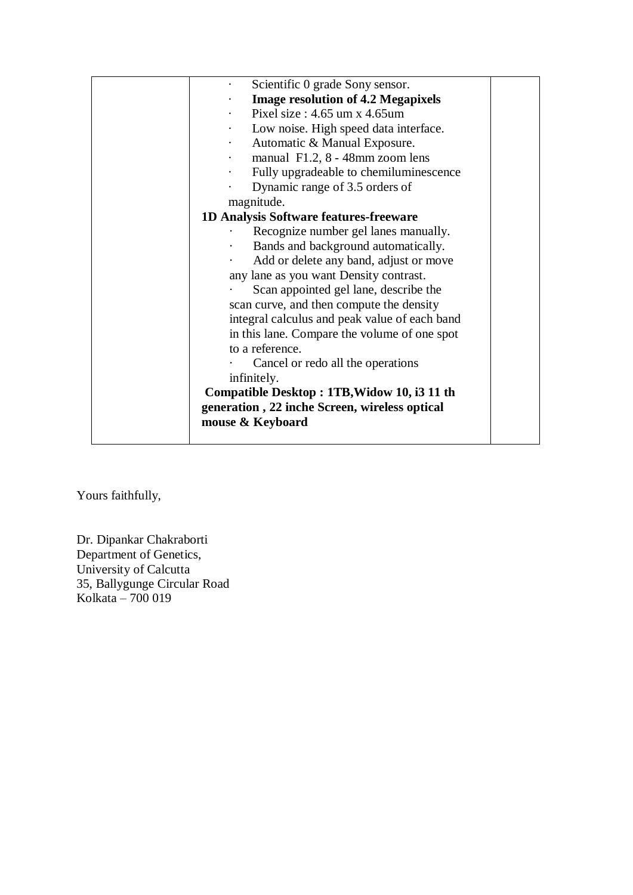| | · Scientific 0 grade Sony sensor.<br>· **Image resolution of 4.2 Megapixels**<br>· Pixel size : 4.65 um x 4.65um<br>· Low noise. High speed data interface.<br>· Automatic & Manual Exposure.<br>· manual F1.2, 8 - 48mm zoom lens<br>· Fully upgradeable to chemiluminescence<br>· Dynamic range of 3.5 orders of magnitude.<br>**1D Analysis Software features-freeware**<br>· Recognize number gel lanes manually.<br>· Bands and background automatically.<br>· Add or delete any band, adjust or move any lane as you want Density contrast.<br>· Scan appointed gel lane, describe the scan curve, and then compute the density integral calculus and peak value of each band in this lane. Compare the volume of one spot to a reference.<br>· Cancel or redo all the operations infinitely.<br>**Compatible Desktop : 1TB,Widow 10, i3 11 th generation , 22 inche Screen, wireless optical mouse & Keyboard** | |
|---|---|---|

Yours faithfully,

Dr. Dipankar Chakraborti
Department of Genetics,
University of Calcutta
35, Ballygunge Circular Road
Kolkata – 700 019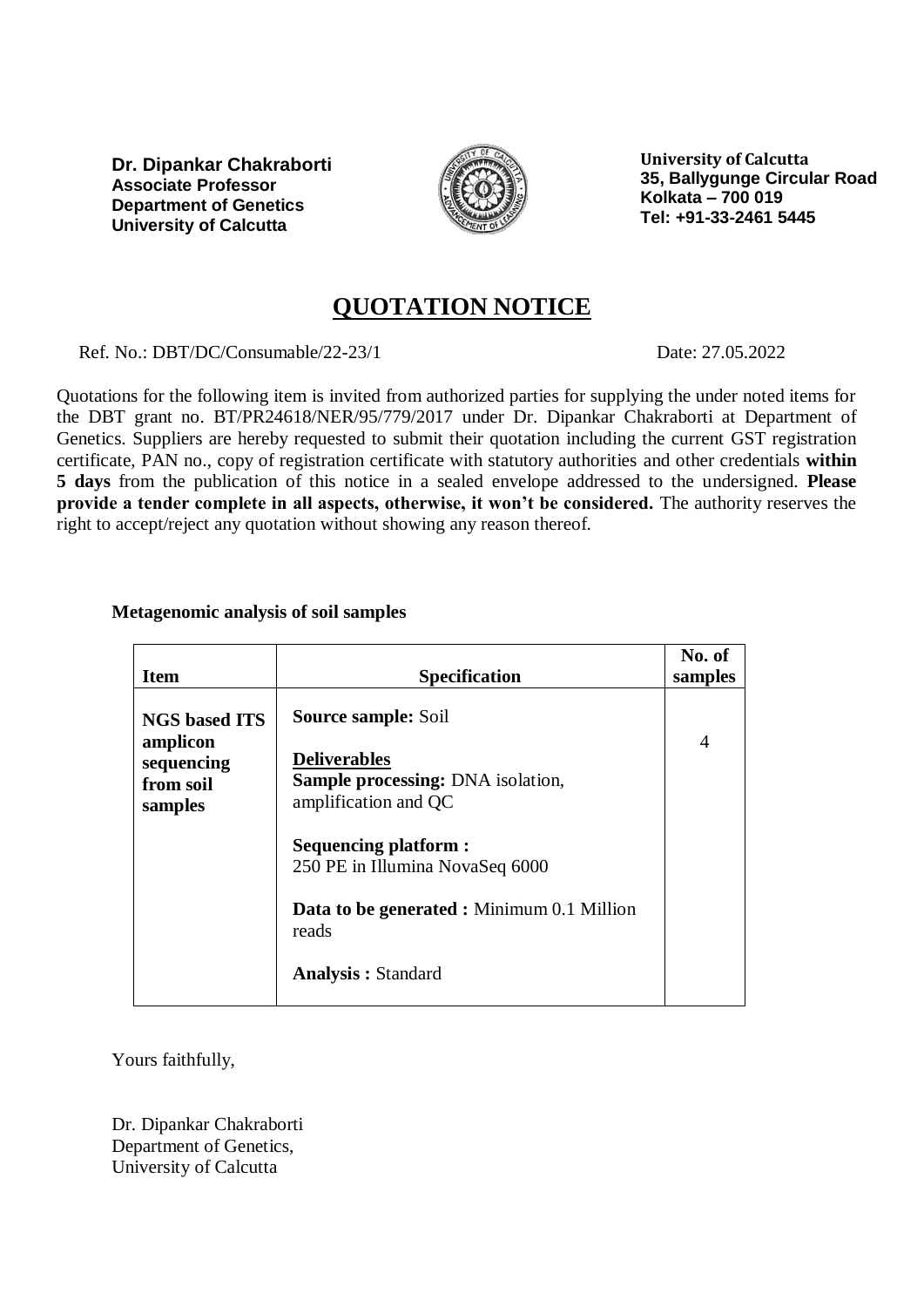**Dr. Dipankar Chakraborti**
**Associate Professor**
**Department of Genetics**
**University of Calcutta**

**University of Calcutta**
**35, Ballygunge Circular Road**
**Kolkata – 700 019**
**Tel: +91-33-2461 5445**

# QUOTATION NOTICE

Ref. No.: DBT/DC/Consumable/22-23/1 Date: 27.05.2022

Quotations for the following item is invited from authorized parties for supplying the under noted items for the DBT grant no. BT/PR24618/NER/95/779/2017 under Dr. Dipankar Chakraborti at Department of Genetics. Suppliers are hereby requested to submit their quotation including the current GST registration certificate, PAN no., copy of registration certificate with statutory authorities and other credentials **within 5 days** from the publication of this notice in a sealed envelope addressed to the undersigned. **Please provide a tender complete in all aspects, otherwise, it won't be considered.** The authority reserves the right to accept/reject any quotation without showing any reason thereof.

**Metagenomic analysis of soil samples**

| Item | Specification | No. of samples |
|---|---|---|
| **NGS based ITS amplicon sequencing from soil samples** | **Source sample:** Soil<br><br>**Deliverables**<br>**Sample processing:** DNA isolation, amplification and QC<br><br>**Sequencing platform :** 250 PE in Illumina NovaSeq 6000<br><br>**Data to be generated :** Minimum 0.1 Million reads<br><br>**Analysis :** Standard | 4 |

Yours faithfully,

Dr. Dipankar Chakraborti
Department of Genetics,
University of Calcutta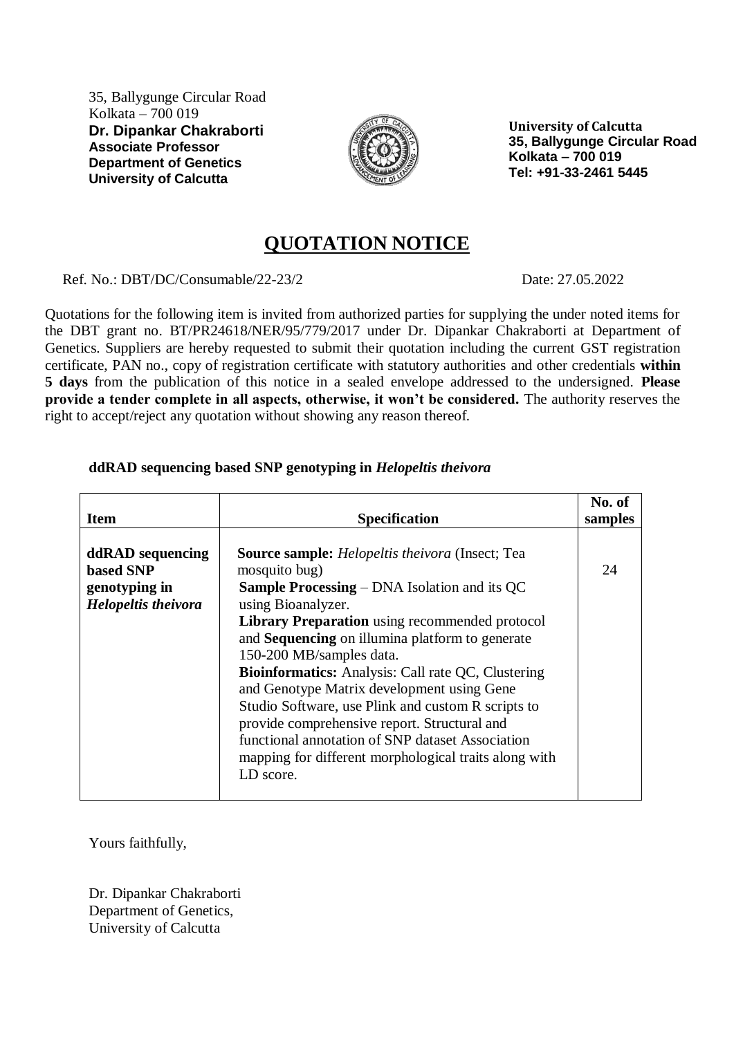35, Ballygunge Circular Road
Kolkata – 700 019
**Dr. Dipankar Chakraborti**
**Associate Professor**
**Department of Genetics**
**University of Calcutta**

**University of Calcutta**
**35, Ballygunge Circular Road**
**Kolkata – 700 019**
**Tel: +91-33-2461 5445**

# QUOTATION NOTICE

Ref. No.: DBT/DC/Consumable/22-23/2 Date: 27.05.2022

Quotations for the following item is invited from authorized parties for supplying the under noted items for the DBT grant no. BT/PR24618/NER/95/779/2017 under Dr. Dipankar Chakraborti at Department of Genetics. Suppliers are hereby requested to submit their quotation including the current GST registration certificate, PAN no., copy of registration certificate with statutory authorities and other credentials **within 5 days** from the publication of this notice in a sealed envelope addressed to the undersigned. **Please provide a tender complete in all aspects, otherwise, it won't be considered.** The authority reserves the right to accept/reject any quotation without showing any reason thereof.

**ddRAD sequencing based SNP genotyping in *Helopeltis theivora***

| Item | Specification | No. of samples |
|---|---|---|
| **ddRAD sequencing based SNP genotyping in *Helopeltis theivora*** | **Source sample:** *Helopeltis theivora* (Insect; Tea mosquito bug)<br>**Sample Processing** – DNA Isolation and its QC using Bioanalyzer.<br>**Library Preparation** using recommended protocol and **Sequencing** on illumina platform to generate 150-200 MB/samples data.<br>**Bioinformatics:** Analysis: Call rate QC, Clustering and Genotype Matrix development using Gene Studio Software, use Plink and custom R scripts to provide comprehensive report. Structural and functional annotation of SNP dataset Association mapping for different morphological traits along with LD score. | 24 |

Yours faithfully,

Dr. Dipankar Chakraborti
Department of Genetics,
University of Calcutta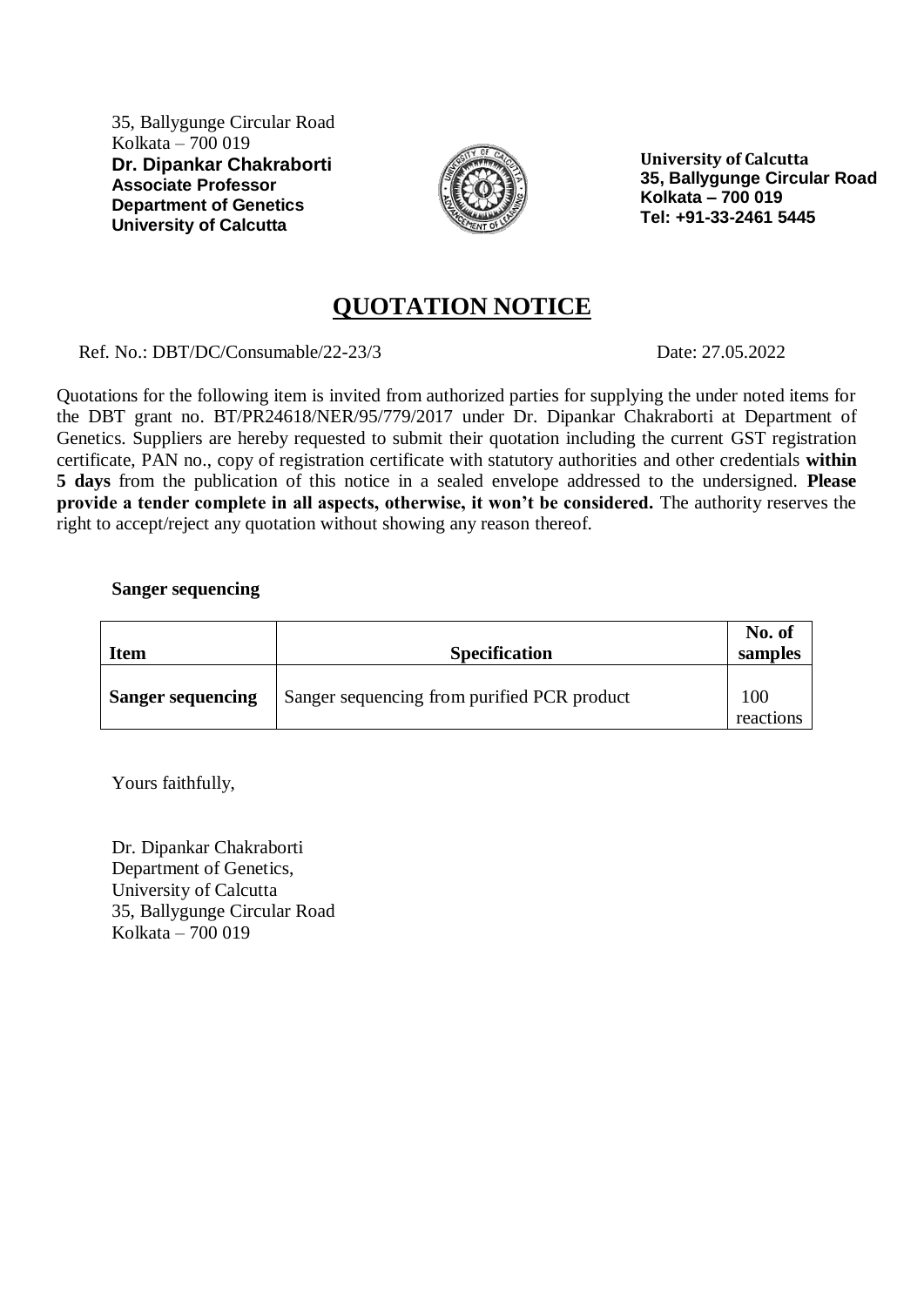35, Ballygunge Circular Road
Kolkata – 700 019
**Dr. Dipankar Chakraborti**
**Associate Professor**
**Department of Genetics**
**University of Calcutta**

**University of Calcutta**
**35, Ballygunge Circular Road**
**Kolkata – 700 019**
**Tel: +91-33-2461 5445**

# QUOTATION NOTICE

Ref. No.: DBT/DC/Consumable/22-23/3 Date: 27.05.2022

Quotations for the following item is invited from authorized parties for supplying the under noted items for the DBT grant no. BT/PR24618/NER/95/779/2017 under Dr. Dipankar Chakraborti at Department of Genetics. Suppliers are hereby requested to submit their quotation including the current GST registration certificate, PAN no., copy of registration certificate with statutory authorities and other credentials **within 5 days** from the publication of this notice in a sealed envelope addressed to the undersigned. **Please provide a tender complete in all aspects, otherwise, it won't be considered.** The authority reserves the right to accept/reject any quotation without showing any reason thereof.

**Sanger sequencing**

| Item | Specification | No. of samples |
|---|---|---|
| **Sanger sequencing** | Sanger sequencing from purified PCR product | 100 reactions |

Yours faithfully,

Dr. Dipankar Chakraborti
Department of Genetics,
University of Calcutta
35, Ballygunge Circular Road
Kolkata – 700 019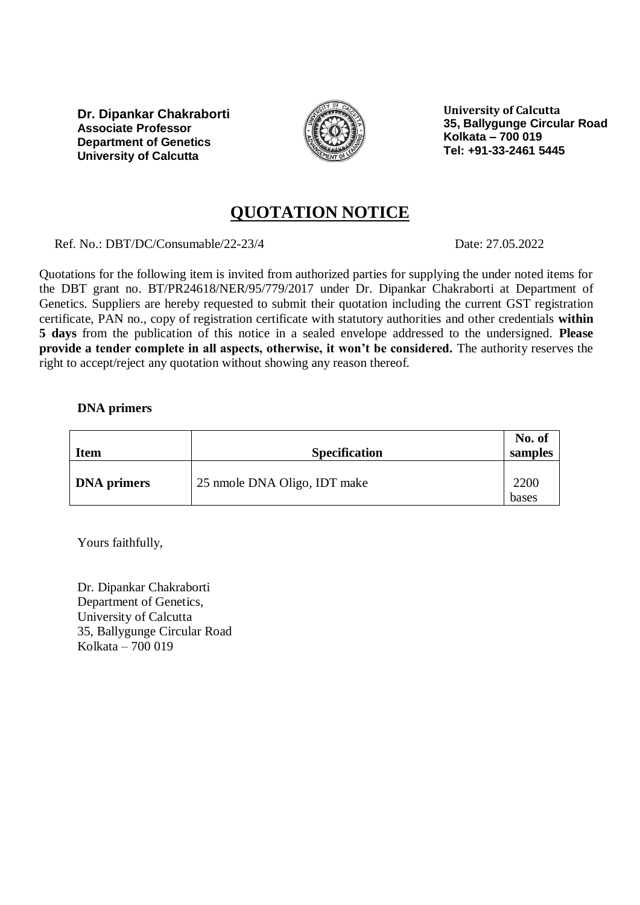**Dr. Dipankar Chakraborti**
**Associate Professor**
**Department of Genetics**
**University of Calcutta**

**University of Calcutta**
**35, Ballygunge Circular Road**
**Kolkata – 700 019**
**Tel: +91-33-2461 5445**

# QUOTATION NOTICE

Ref. No.: DBT/DC/Consumable/22-23/4 Date: 27.05.2022

Quotations for the following item is invited from authorized parties for supplying the under noted items for the DBT grant no. BT/PR24618/NER/95/779/2017 under Dr. Dipankar Chakraborti at Department of Genetics. Suppliers are hereby requested to submit their quotation including the current GST registration certificate, PAN no., copy of registration certificate with statutory authorities and other credentials **within 5 days** from the publication of this notice in a sealed envelope addressed to the undersigned. **Please provide a tender complete in all aspects, otherwise, it won't be considered.** The authority reserves the right to accept/reject any quotation without showing any reason thereof.

**DNA primers**

| Item | Specification | No. of samples |
|---|---|---|
| **DNA primers** | 25 nmole DNA Oligo, IDT make | 2200 bases |

Yours faithfully,

Dr. Dipankar Chakraborti
Department of Genetics,
University of Calcutta
35, Ballygunge Circular Road
Kolkata – 700 019